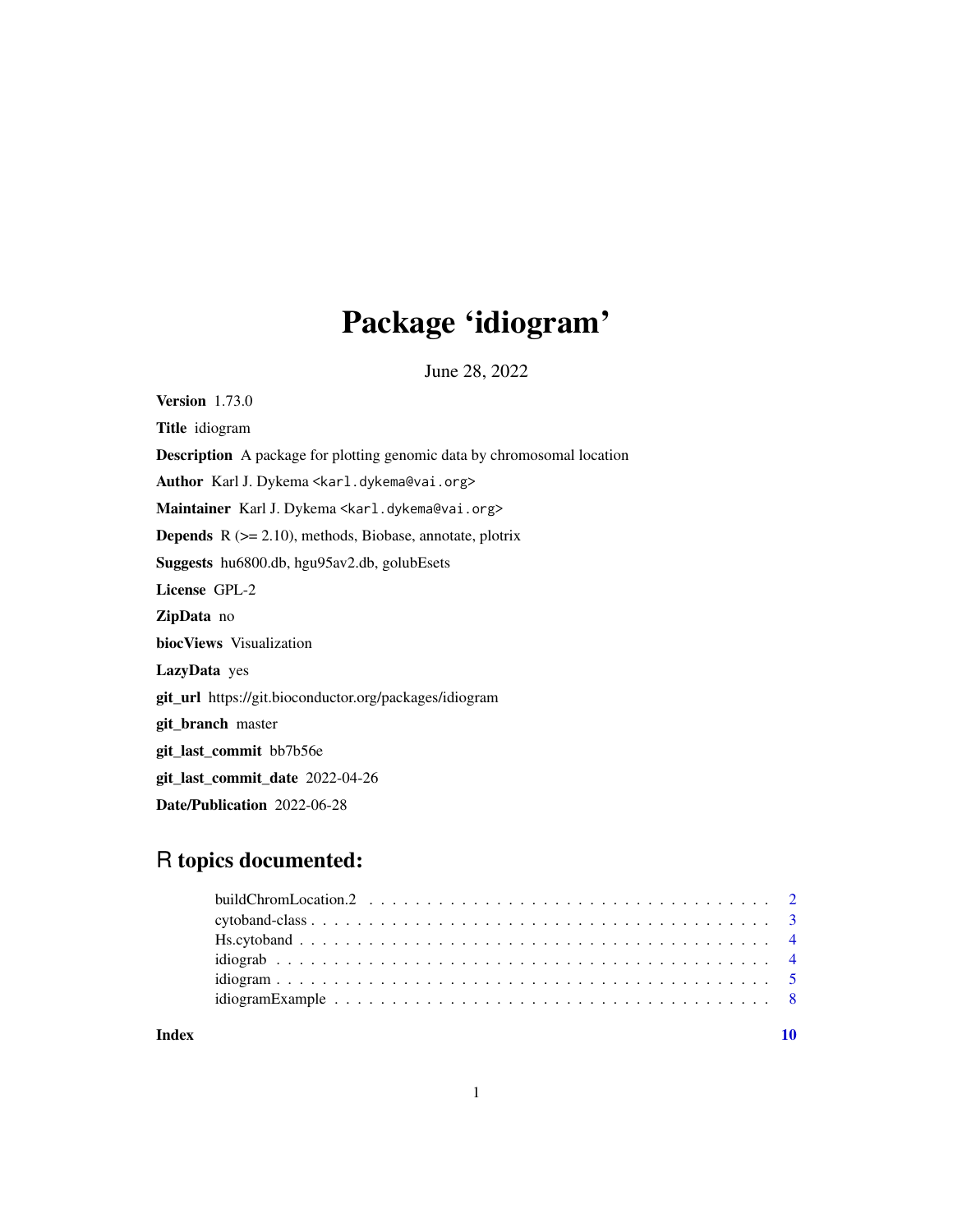# Package 'idiogram'

June 28, 2022

**Version** 1.73.0

**Title** idiogram

**Description** A package for plotting genomic data by chromosomal location

**Author** Karl J. Dykema <karl.dykema@vai.org>

**Maintainer** Karl J. Dykema <karl.dykema@vai.org>

**Depends** R (>= 2.10), methods, Biobase, annotate, plotrix

**Suggests** hu6800.db, hgu95av2.db, golubEsets

**License** GPL-2

**ZipData** no

**biocViews** Visualization

**LazyData** yes

**git_url** https://git.bioconductor.org/packages/idiogram

**git_branch** master

**git_last_commit** bb7b56e

**git_last_commit_date** 2022-04-26

**Date/Publication** 2022-06-28

## R topics documented:

| | |
|---|---|
| buildChromLocation.2 | 2 |
| cytoband-class | 3 |
| Hs.cytoband | 4 |
| idiograb | 4 |
| idiogram | 5 |
| idiogramExample | 8 |
| **Index** | **10** |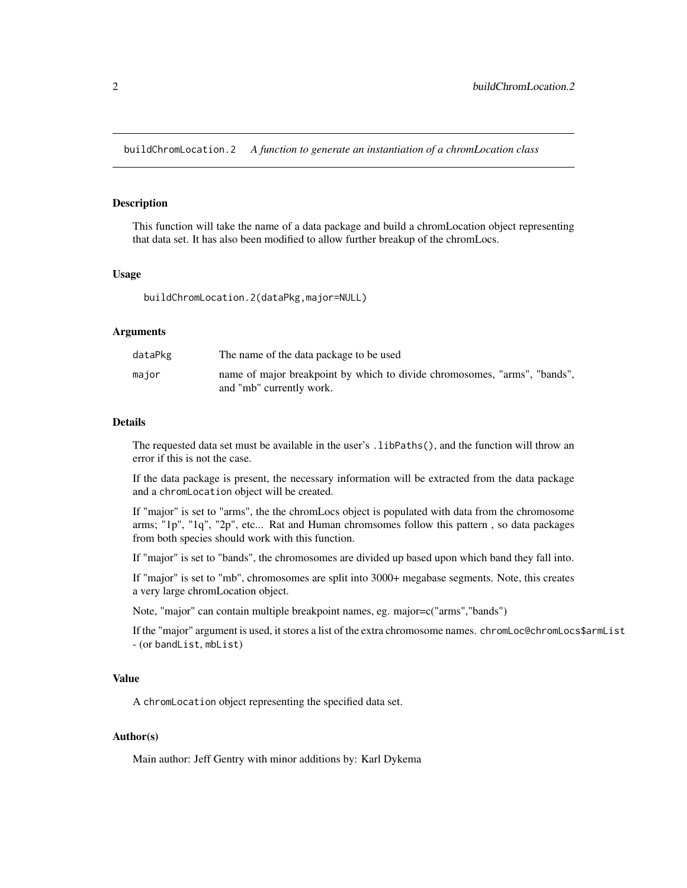## buildChromLocation.2 *A function to generate an instantiation of a chromLocation class*

### Description

This function will take the name of a data package and build a chromLocation object representing that data set. It has also been modified to allow further breakup of the chromLocs.

### Usage

```
buildChromLocation.2(dataPkg,major=NULL)
```

### Arguments

| | |
|---|---|
| dataPkg | The name of the data package to be used |
| major | name of major breakpoint by which to divide chromosomes, "arms", "bands", and "mb" currently work. |

### Details

The requested data set must be available in the user's `.libPaths()`, and the function will throw an error if this is not the case.

If the data package is present, the necessary information will be extracted from the data package and a `chromLocation` object will be created.

If "major" is set to "arms", the the chromLocs object is populated with data from the chromosome arms; "1p", "1q", "2p", etc... Rat and Human chromsomes follow this pattern , so data packages from both species should work with this function.

If "major" is set to "bands", the chromosomes are divided up based upon which band they fall into.

If "major" is set to "mb", chromosomes are split into 3000+ megabase segments. Note, this creates a very large chromLocation object.

Note, "major" can contain multiple breakpoint names, eg. major=c("arms","bands")

If the "major" argument is used, it stores a list of the extra chromosome names. `chromLoc@chromLocs$armList` - (or `bandList`, `mbList`)

### Value

A `chromLocation` object representing the specified data set.

### Author(s)

Main author: Jeff Gentry with minor additions by: Karl Dykema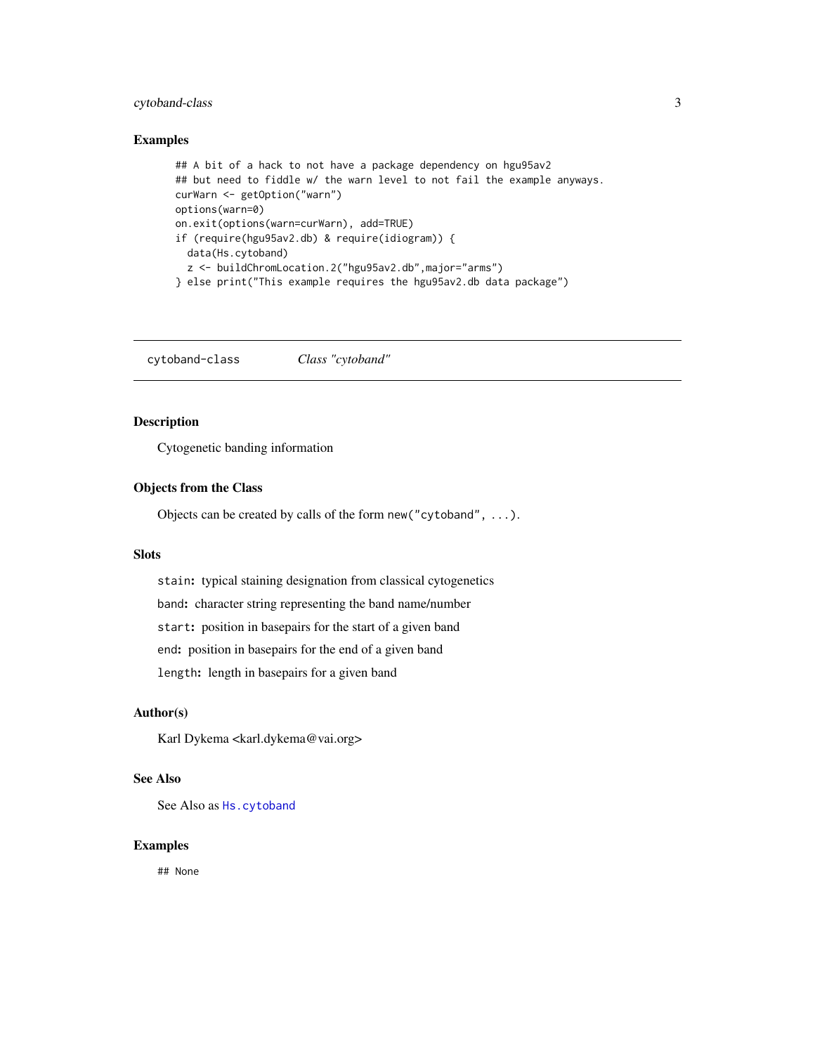## Examples

```
## A bit of a hack to not have a package dependency on hgu95av2
## but need to fiddle w/ the warn level to not fail the example anyways.
curWarn <- getOption("warn")
options(warn=0)
on.exit(options(warn=curWarn), add=TRUE)
if (require(hgu95av2.db) & require(idiogram)) {
  data(Hs.cytoband)
  z <- buildChromLocation.2("hgu95av2.db",major="arms")
} else print("This example requires the hgu95av2.db data package")
```

---

# cytoband-class *Class "cytoband"*

---

## Description

Cytogenetic banding information

## Objects from the Class

Objects can be created by calls of the form `new("cytoband", ...)`.

## Slots

`stain`: typical staining designation from classical cytogenetics

`band`: character string representing the band name/number

`start`: position in basepairs for the start of a given band

`end`: position in basepairs for the end of a given band

`length`: length in basepairs for a given band

## Author(s)

Karl Dykema <karl.dykema@vai.org>

## See Also

See Also as `Hs.cytoband`

## Examples

```
## None
```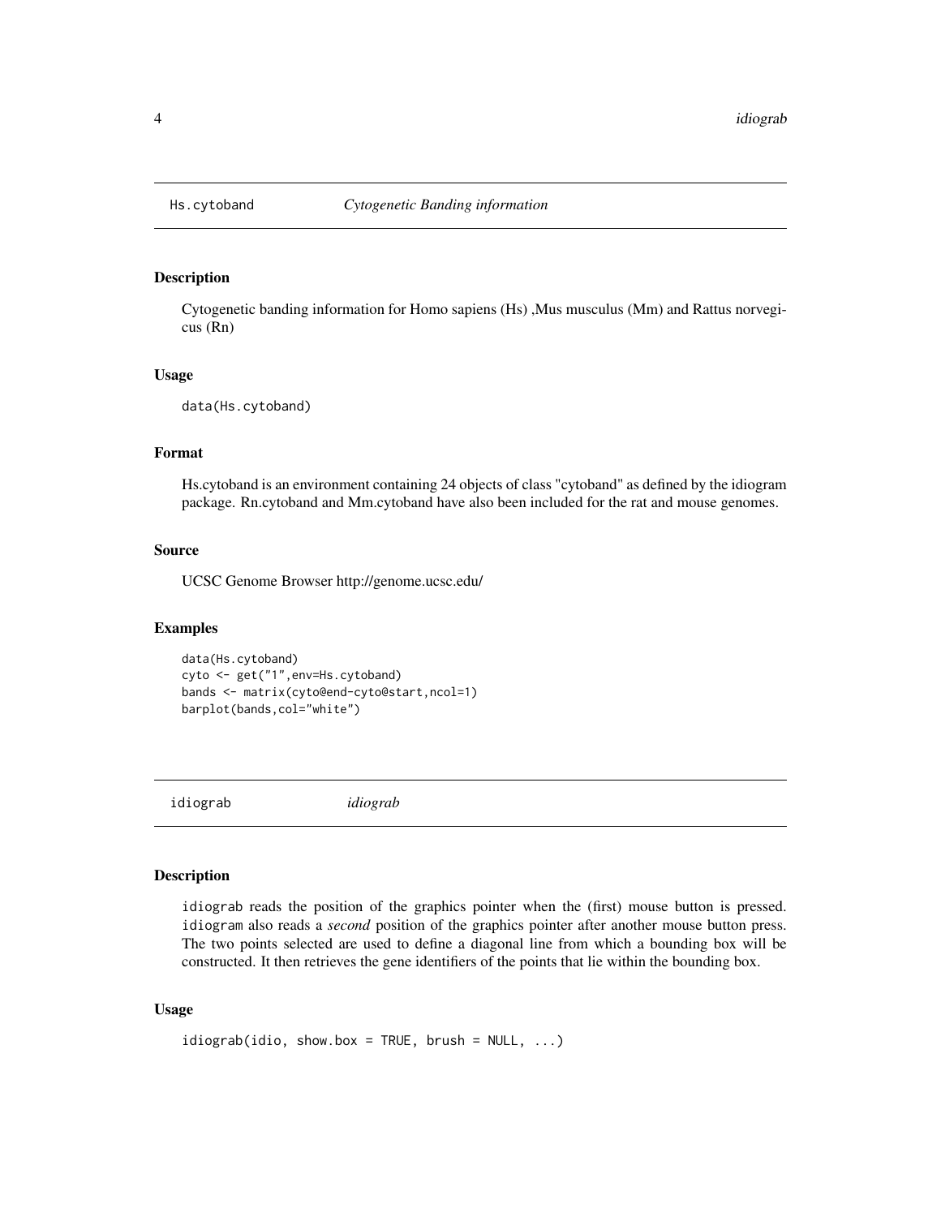## Hs.cytoband — *Cytogenetic Banding information*

### Description

Cytogenetic banding information for Homo sapiens (Hs) ,Mus musculus (Mm) and Rattus norvegicus (Rn)

### Usage

```
data(Hs.cytoband)
```

### Format

Hs.cytoband is an environment containing 24 objects of class "cytoband" as defined by the idiogram package. Rn.cytoband and Mm.cytoband have also been included for the rat and mouse genomes.

### Source

UCSC Genome Browser http://genome.ucsc.edu/

### Examples

```
data(Hs.cytoband)
cyto <- get("1",env=Hs.cytoband)
bands <- matrix(cyto@end-cyto@start,ncol=1)
barplot(bands,col="white")
```

## idiograb — *idiograb*

### Description

`idiograb` reads the position of the graphics pointer when the (first) mouse button is pressed. `idiogram` also reads a *second* position of the graphics pointer after another mouse button press. The two points selected are used to define a diagonal line from which a bounding box will be constructed. It then retrieves the gene identifiers of the points that lie within the bounding box.

### Usage

```
idiograb(idio, show.box = TRUE, brush = NULL, ...)
```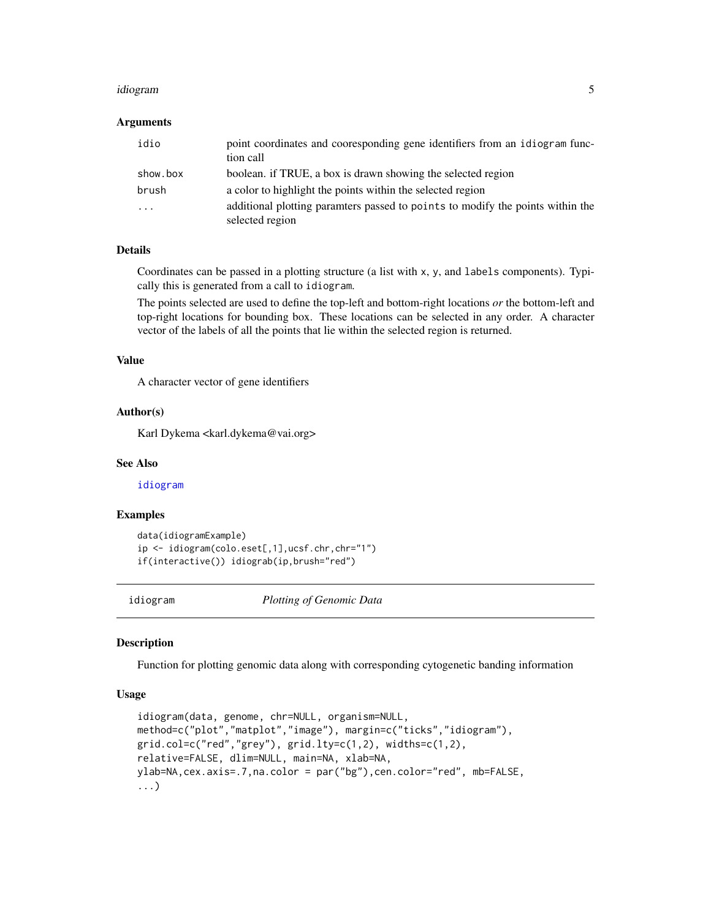## Arguments

| | |
|---|---|
| idio | point coordinates and cooresponding gene identifiers from an idiogram function call |
| show.box | boolean. if TRUE, a box is drawn showing the selected region |
| brush | a color to highlight the points within the selected region |
| ... | additional plotting paramters passed to points to modify the points within the selected region |

## Details

Coordinates can be passed in a plotting structure (a list with x, y, and labels components). Typically this is generated from a call to idiogram.

The points selected are used to define the top-left and bottom-right locations *or* the bottom-left and top-right locations for bounding box. These locations can be selected in any order. A character vector of the labels of all the points that lie within the selected region is returned.

## Value

A character vector of gene identifiers

## Author(s)

Karl Dykema <karl.dykema@vai.org>

## See Also

idiogram

## Examples

```
data(idiogramExample)
ip <- idiogram(colo.eset[,1],ucsf.chr,chr="1")
if(interactive()) idiograb(ip,brush="red")
```

---

# idiogram — *Plotting of Genomic Data*

## Description

Function for plotting genomic data along with corresponding cytogenetic banding information

## Usage

```
idiogram(data, genome, chr=NULL, organism=NULL,
method=c("plot","matplot","image"), margin=c("ticks","idiogram"),
grid.col=c("red","grey"), grid.lty=c(1,2), widths=c(1,2),
relative=FALSE, dlim=NULL, main=NA, xlab=NA,
ylab=NA,cex.axis=.7,na.color = par("bg"),cen.color="red", mb=FALSE,
...)
```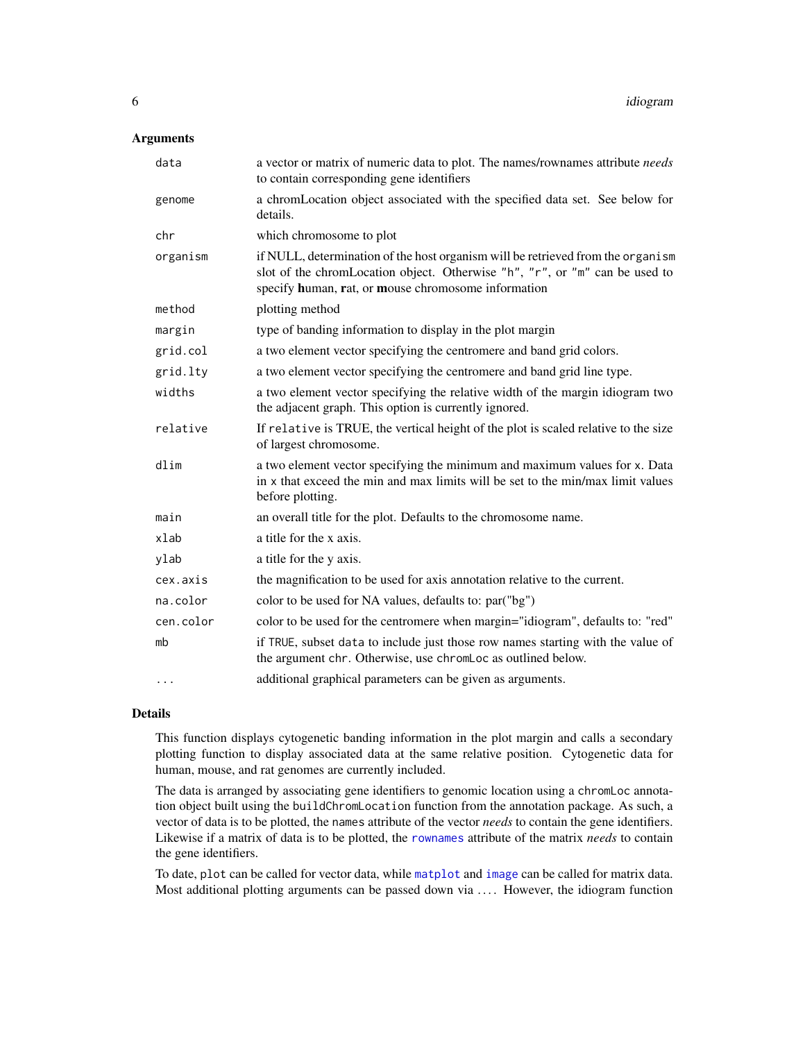## Arguments

| | |
|---|---|
| `data` | a vector or matrix of numeric data to plot. The names/rownames attribute *needs* to contain corresponding gene identifiers |
| `genome` | a chromLocation object associated with the specified data set. See below for details. |
| `chr` | which chromosome to plot |
| `organism` | if NULL, determination of the host organism will be retrieved from the `organism` slot of the chromLocation object. Otherwise `"h"`, `"r"`, or `"m"` can be used to specify **h**uman, **r**at, or **m**ouse chromosome information |
| `method` | plotting method |
| `margin` | type of banding information to display in the plot margin |
| `grid.col` | a two element vector specifying the centromere and band grid colors. |
| `grid.lty` | a two element vector specifying the centromere and band grid line type. |
| `widths` | a two element vector specifying the relative width of the margin idiogram two the adjacent graph. This option is currently ignored. |
| `relative` | If `relative` is TRUE, the vertical height of the plot is scaled relative to the size of largest chromosome. |
| `dlim` | a two element vector specifying the minimum and maximum values for `x`. Data in `x` that exceed the min and max limits will be set to the min/max limit values before plotting. |
| `main` | an overall title for the plot. Defaults to the chromosome name. |
| `xlab` | a title for the x axis. |
| `ylab` | a title for the y axis. |
| `cex.axis` | the magnification to be used for axis annotation relative to the current. |
| `na.color` | color to be used for NA values, defaults to: par("bg") |
| `cen.color` | color to be used for the centromere when margin="idiogram", defaults to: "red" |
| `mb` | if `TRUE`, subset `data` to include just those row names starting with the value of the argument `chr`. Otherwise, use `chromLoc` as outlined below. |
| `...` | additional graphical parameters can be given as arguments. |

## Details

This function displays cytogenetic banding information in the plot margin and calls a secondary plotting function to display associated data at the same relative position. Cytogenetic data for human, mouse, and rat genomes are currently included.

The data is arranged by associating gene identifiers to genomic location using a `chromLoc` annotation object built using the `buildChromLocation` function from the annotation package. As such, a vector of data is to be plotted, the `names` attribute of the vector *needs* to contain the gene identifiers. Likewise if a matrix of data is to be plotted, the `rownames` attribute of the matrix *needs* to contain the gene identifiers.

To date, `plot` can be called for vector data, while `matplot` and `image` can be called for matrix data. Most additional plotting arguments can be passed down via .... However, the idiogram function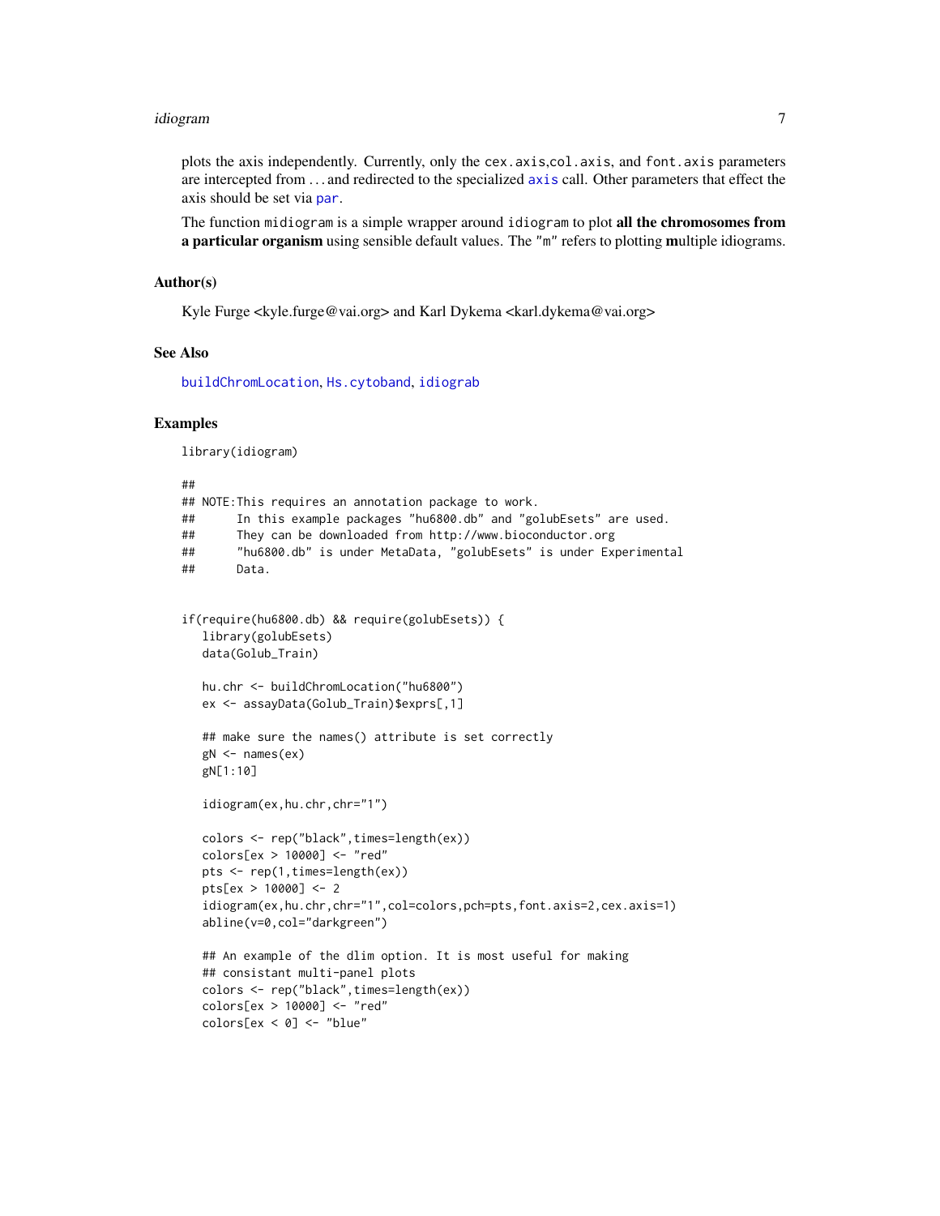plots the axis independently. Currently, only the `cex.axis`,`col.axis`, and `font.axis` parameters are intercepted from ... and redirected to the specialized `axis` call. Other parameters that effect the axis should be set via `par`.

The function `midiogram` is a simple wrapper around `idiogram` to plot **all the chromosomes from a particular organism** using sensible default values. The "m" refers to plotting **m**ultiple idiograms.

## Author(s)

Kyle Furge <kyle.furge@vai.org> and Karl Dykema <karl.dykema@vai.org>

## See Also

`buildChromLocation`, `Hs.cytoband`, `idiograb`

## Examples

```
library(idiogram)

##
## NOTE:This requires an annotation package to work.
##      In this example packages "hu6800.db" and "golubEsets" are used.
##      They can be downloaded from http://www.bioconductor.org
##      "hu6800.db" is under MetaData, "golubEsets" is under Experimental
##      Data.


if(require(hu6800.db) && require(golubEsets)) {
   library(golubEsets)
   data(Golub_Train)

   hu.chr <- buildChromLocation("hu6800")
   ex <- assayData(Golub_Train)$exprs[,1]

   ## make sure the names() attribute is set correctly
   gN <- names(ex)
   gN[1:10]

   idiogram(ex,hu.chr,chr="1")

   colors <- rep("black",times=length(ex))
   colors[ex > 10000] <- "red"
   pts <- rep(1,times=length(ex))
   pts[ex > 10000] <- 2
   idiogram(ex,hu.chr,chr="1",col=colors,pch=pts,font.axis=2,cex.axis=1)
   abline(v=0,col="darkgreen")

   ## An example of the dlim option. It is most useful for making
   ## consistant multi-panel plots
   colors <- rep("black",times=length(ex))
   colors[ex > 10000] <- "red"
   colors[ex < 0] <- "blue"
```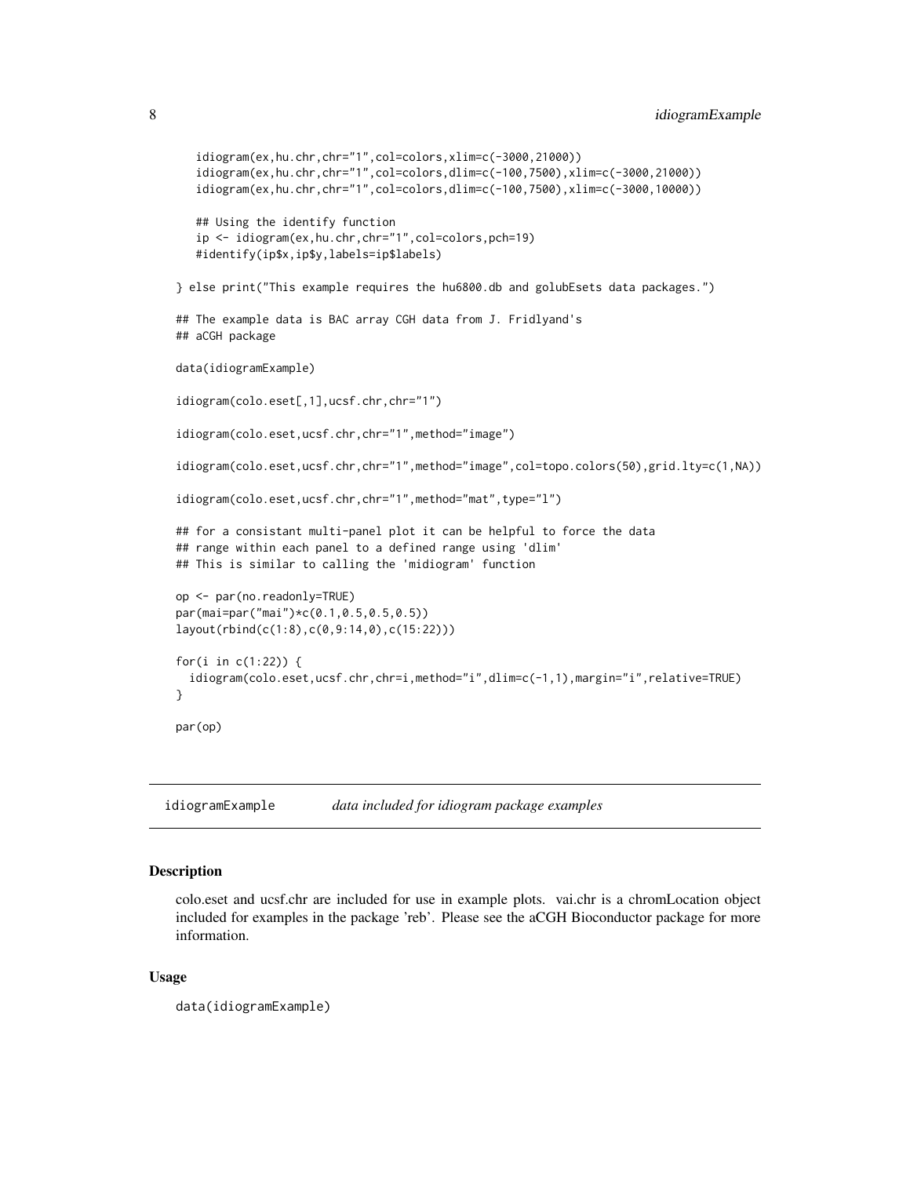```
    idiogram(ex,hu.chr,chr="1",col=colors,xlim=c(-3000,21000))
    idiogram(ex,hu.chr,chr="1",col=colors,dlim=c(-100,7500),xlim=c(-3000,21000))
    idiogram(ex,hu.chr,chr="1",col=colors,dlim=c(-100,7500),xlim=c(-3000,10000))

    ## Using the identify function
    ip <- idiogram(ex,hu.chr,chr="1",col=colors,pch=19)
    #identify(ip$x,ip$y,labels=ip$labels)

} else print("This example requires the hu6800.db and golubEsets data packages.")

## The example data is BAC array CGH data from J. Fridlyand's
## aCGH package

data(idiogramExample)

idiogram(colo.eset[,1],ucsf.chr,chr="1")

idiogram(colo.eset,ucsf.chr,chr="1",method="image")

idiogram(colo.eset,ucsf.chr,chr="1",method="image",col=topo.colors(50),grid.lty=c(1,NA))

idiogram(colo.eset,ucsf.chr,chr="1",method="mat",type="l")

## for a consistant multi-panel plot it can be helpful to force the data
## range within each panel to a defined range using 'dlim'
## This is similar to calling the 'midiogram' function

op <- par(no.readonly=TRUE)
par(mai=par("mai")*c(0.1,0.5,0.5,0.5))
layout(rbind(c(1:8),c(0,9:14,0),c(15:22)))

for(i in c(1:22)) {
  idiogram(colo.eset,ucsf.chr,chr=i,method="i",dlim=c(-1,1),margin="i",relative=TRUE)
}

par(op)
```

## idiogramExample *data included for idiogram package examples*

### Description

colo.eset and ucsf.chr are included for use in example plots. vai.chr is a chromLocation object included for examples in the package 'reb'. Please see the aCGH Bioconductor package for more information.

### Usage

```
data(idiogramExample)
```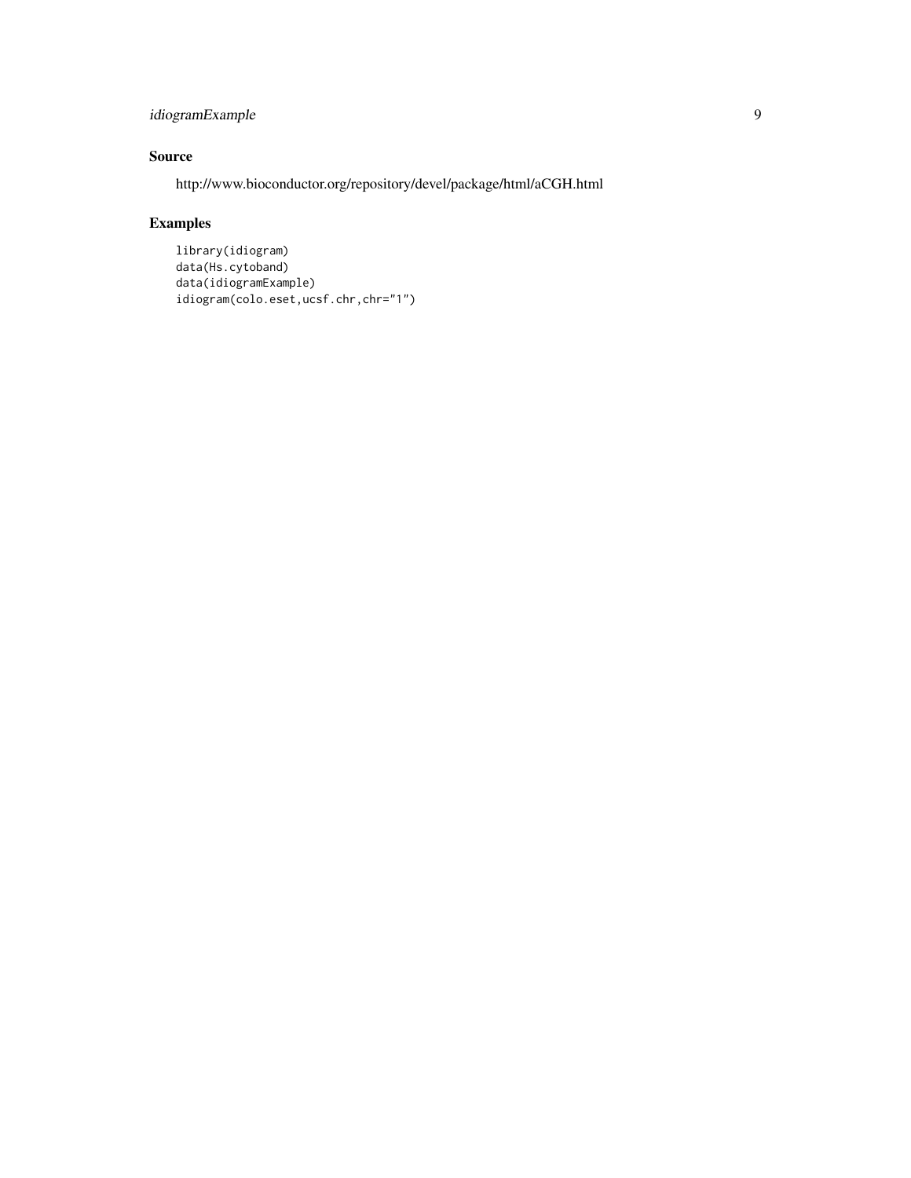## Source

http://www.bioconductor.org/repository/devel/package/html/aCGH.html

## Examples

```
library(idiogram)
data(Hs.cytoband)
data(idiogramExample)
idiogram(colo.eset,ucsf.chr,chr="1")
```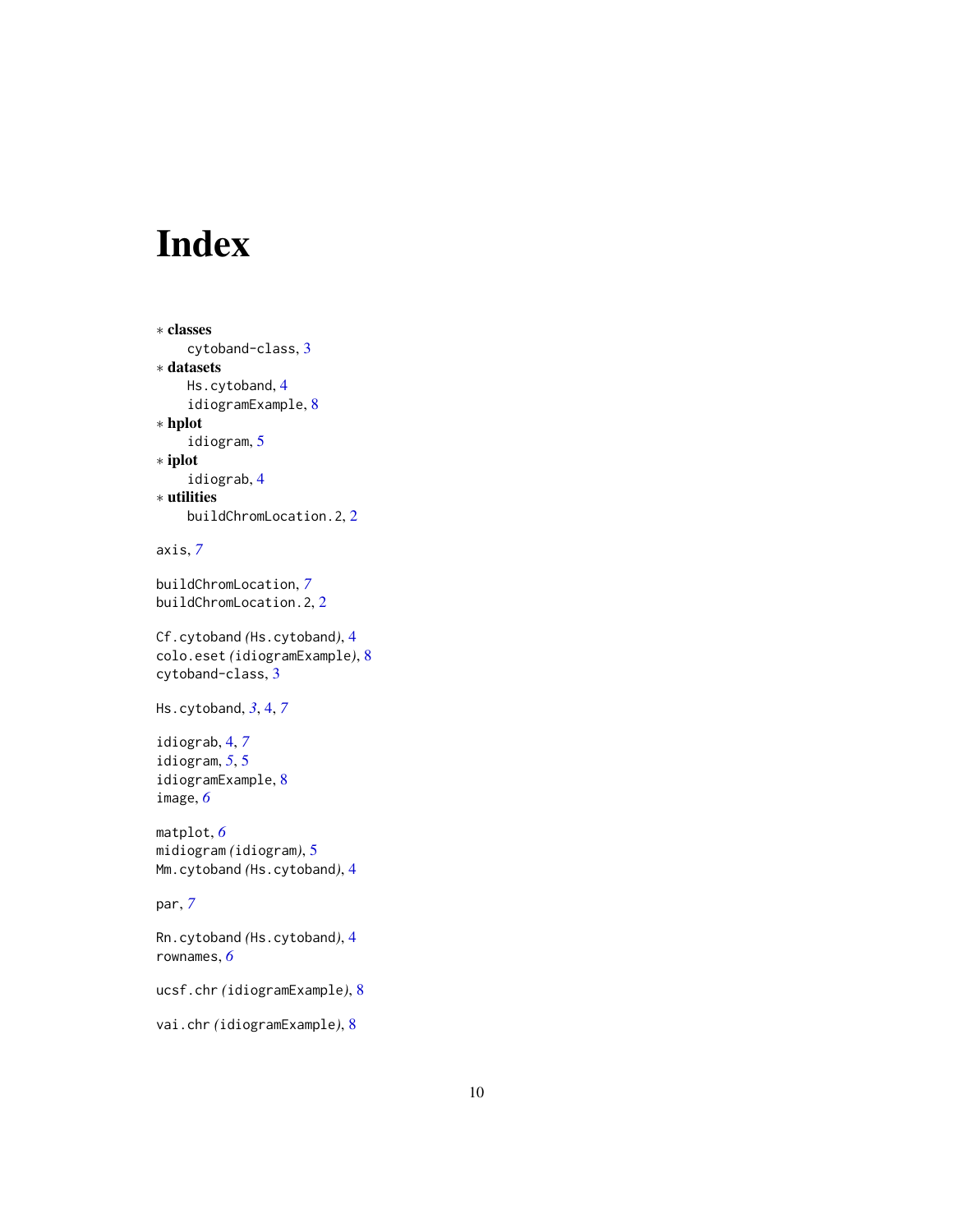# Index

* **classes**
    cytoband-class, 3
* **datasets**
    Hs.cytoband, 4
    idiogramExample, 8
* **hplot**
    idiogram, 5
* **iplot**
    idiograb, 4
* **utilities**
    buildChromLocation.2, 2

axis, *7*

buildChromLocation, *7*
buildChromLocation.2, 2

Cf.cytoband *(*Hs.cytoband*)*, 4
colo.eset *(*idiogramExample*)*, 8
cytoband-class, 3

Hs.cytoband, *3*, 4, *7*

idiograb, 4, *7*
idiogram, *5*, 5
idiogramExample, 8
image, *6*

matplot, *6*
midiogram *(*idiogram*)*, 5
Mm.cytoband *(*Hs.cytoband*)*, 4

par, *7*

Rn.cytoband *(*Hs.cytoband*)*, 4
rownames, *6*

ucsf.chr *(*idiogramExample*)*, 8

vai.chr *(*idiogramExample*)*, 8